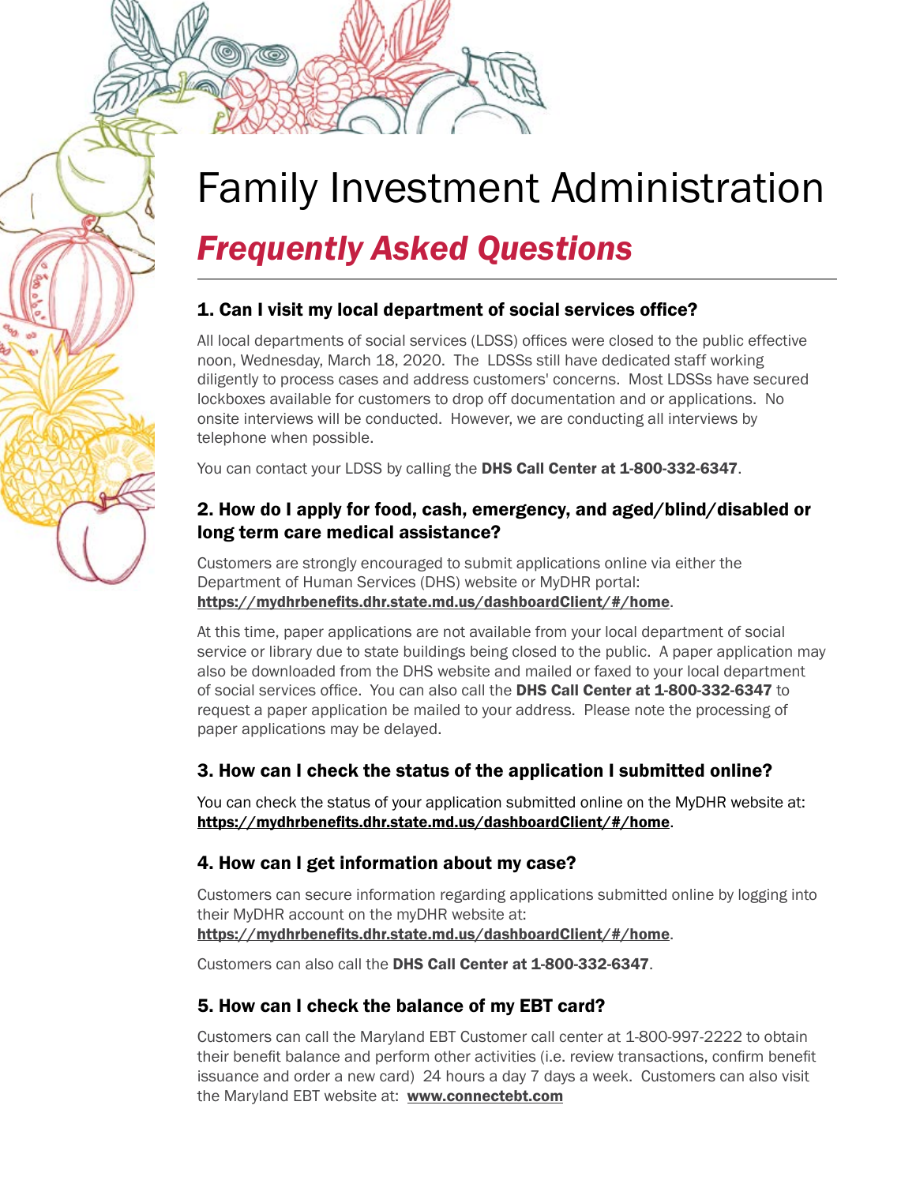# Family Investment Administration

## *Frequently Asked Questions*

### 1. Can I visit my local department of social services office?

All local departments of social services (LDSS) offices were closed to the public effective noon, Wednesday, March 18, 2020. The LDSSs still have dedicated staff working diligently to process cases and address customers' concerns. Most LDSSs have secured lockboxes available for customers to drop off documentation and or applications. No onsite interviews will be conducted. However, we are conducting all interviews by telephone when possible.

You can contact your LDSS by calling the **DHS Call Center at 1-800-332-6347**.

### 2. How do I apply for food, cash, emergency, and aged/blind/disabled or long term care medical assistance?

Customers are strongly encouraged to submit applications online via either the Department of Human Services (DHS) website or MyDHR portal: **https://mydhrbenefits.dhr.state.md.us/dashboardClient/#/home**.

At this time, paper applications are not available from your local department of social service or library due to state buildings being closed to the public. A paper application may also be downloaded from the DHS website and mailed or faxed to your local department of social services office. You can also call the **DHS Call Center at 1-800-332-6347** to request a paper application be mailed to your address. Please note the processing of paper applications may be delayed.

### 3. How can I check the status of the application I submitted online?

You can check the status of your application submitted online on the MyDHR website at: **https://mydhrbenefits.dhr.state.md.us/dashboardClient/#/home**.

### 4. How can I get information about my case?

Customers can secure information regarding applications submitted online by logging into their MyDHR account on the myDHR website at: **https://mydhrbenefits.dhr.state.md.us/dashboardClient/#/home**.

Customers can also call the **DHS Call Center at 1-800-332-6347**.

### 5. How can I check the balance of my EBT card?

Customers can call the Maryland EBT Customer call center at 1-800-997-2222 to obtain their benefit balance and perform other activities (i.e. review transactions, confirm benefit issuance and order a new card) 24 hours a day 7 days a week. Customers can also visit the Maryland EBT website at: **www.connectebt.com**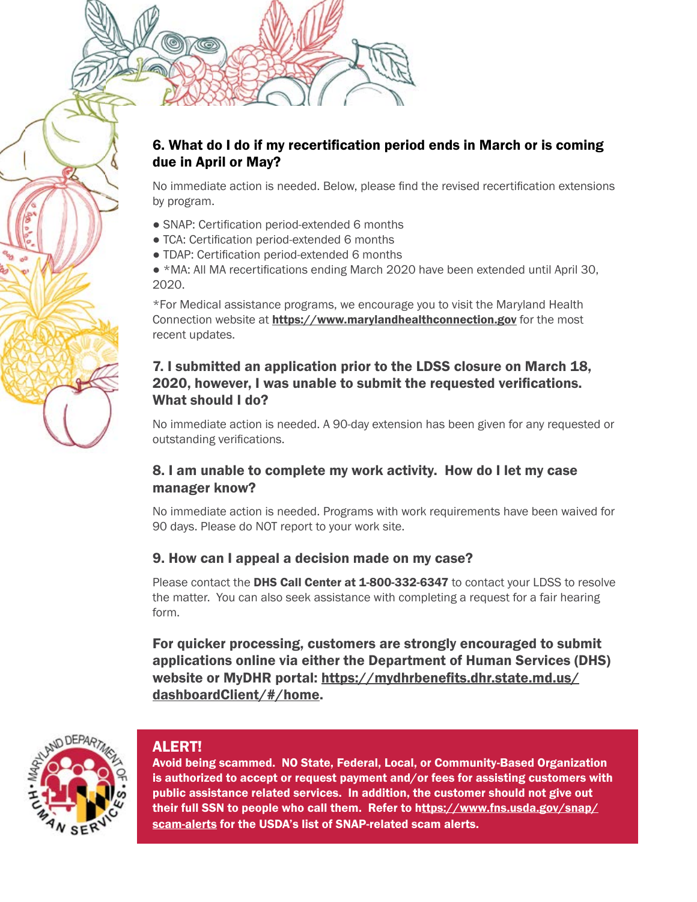### 6. What do I do if my recertification period ends in March or is coming due in April or May?

No immediate action is needed. Below, please find the revised recertification extensions by program.

- SNAP: Certification period-extended 6 months
- TCA: Certification period-extended 6 months
- TDAP: Certification period-extended 6 months
- *MA: All MA recertifications ending March 2020 have been extended until April 30, 2020.

*For Medical assistance programs, we encourage you to visit the Maryland Health Connection website at **https://www.marylandhealthconnection.gov** for the most recent updates.

### 7. I submitted an application prior to the LDSS closure on March 18, 2020, however, I was unable to submit the requested verifications. What should I do?

No immediate action is needed. A 90-day extension has been given for any requested or outstanding verifications.

### 8. I am unable to complete my work activity. How do I let my case manager know?

No immediate action is needed. Programs with work requirements have been waived for 90 days. Please do NOT report to your work site.

### 9. How can I appeal a decision made on my case?

Please contact the **DHS Call Center at 1-800-332-6347** to contact your LDSS to resolve the matter. You can also seek assistance with completing a request for a fair hearing form.

**For quicker processing, customers are strongly encouraged to submit applications online via either the Department of Human Services (DHS) website or MyDHR portal: https://mydhrbenefits.dhr.state.md.us/dashboardClient/#/home.**

## ALERT!

**Avoid being scammed. NO State, Federal, Local, or Community-Based Organization is authorized to accept or request payment and/or fees for assisting customers with public assistance related services. In addition, the customer should not give out their full SSN to people who call them. Refer to https://www.fns.usda.gov/snap/scam-alerts for the USDA's list of SNAP-related scam alerts.**